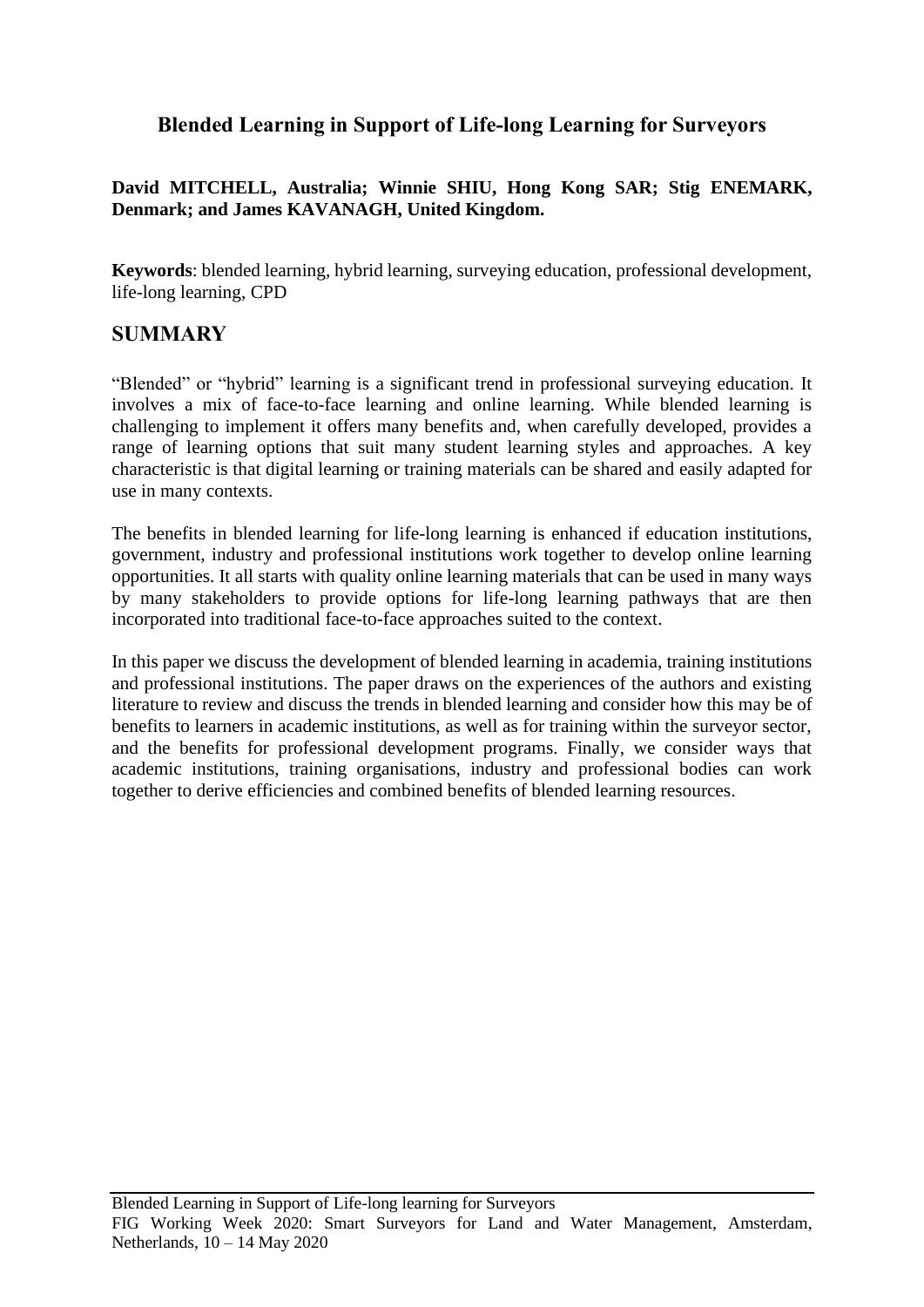# Blended Learning in Support of Life-long Learning for Surveyors

**David MITCHELL, Australia; Winnie SHIU, Hong Kong SAR; Stig ENEMARK, Denmark; and James KAVANAGH, United Kingdom.**

**Keywords**: blended learning, hybrid learning, surveying education, professional development, life-long learning, CPD

## SUMMARY

"Blended" or "hybrid" learning is a significant trend in professional surveying education. It involves a mix of face-to-face learning and online learning. While blended learning is challenging to implement it offers many benefits and, when carefully developed, provides a range of learning options that suit many student learning styles and approaches. A key characteristic is that digital learning or training materials can be shared and easily adapted for use in many contexts.

The benefits in blended learning for life-long learning is enhanced if education institutions, government, industry and professional institutions work together to develop online learning opportunities. It all starts with quality online learning materials that can be used in many ways by many stakeholders to provide options for life-long learning pathways that are then incorporated into traditional face-to-face approaches suited to the context.

In this paper we discuss the development of blended learning in academia, training institutions and professional institutions. The paper draws on the experiences of the authors and existing literature to review and discuss the trends in blended learning and consider how this may be of benefits to learners in academic institutions, as well as for training within the surveyor sector, and the benefits for professional development programs. Finally, we consider ways that academic institutions, training organisations, industry and professional bodies can work together to derive efficiencies and combined benefits of blended learning resources.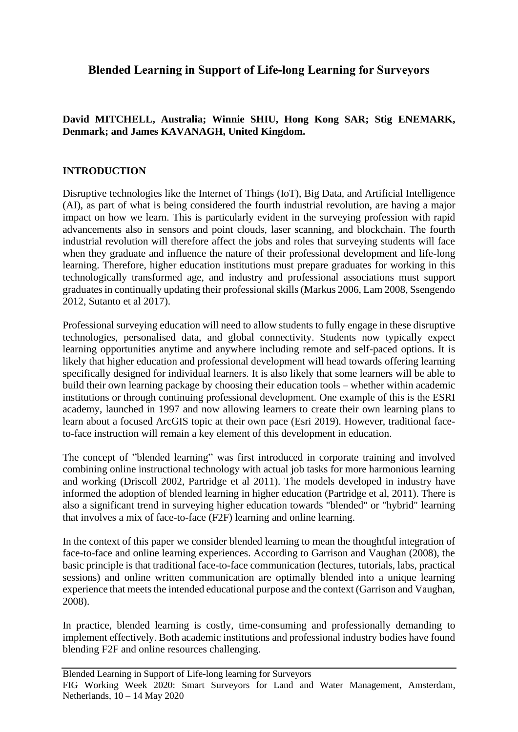# Blended Learning in Support of Life-long Learning for Surveyors

**David MITCHELL, Australia; Winnie SHIU, Hong Kong SAR; Stig ENEMARK, Denmark; and James KAVANAGH, United Kingdom.**

## INTRODUCTION

Disruptive technologies like the Internet of Things (IoT), Big Data, and Artificial Intelligence (AI), as part of what is being considered the fourth industrial revolution, are having a major impact on how we learn. This is particularly evident in the surveying profession with rapid advancements also in sensors and point clouds, laser scanning, and blockchain. The fourth industrial revolution will therefore affect the jobs and roles that surveying students will face when they graduate and influence the nature of their professional development and life-long learning. Therefore, higher education institutions must prepare graduates for working in this technologically transformed age, and industry and professional associations must support graduates in continually updating their professional skills (Markus 2006, Lam 2008, Ssengendo 2012, Sutanto et al 2017).

Professional surveying education will need to allow students to fully engage in these disruptive technologies, personalised data, and global connectivity. Students now typically expect learning opportunities anytime and anywhere including remote and self-paced options. It is likely that higher education and professional development will head towards offering learning specifically designed for individual learners. It is also likely that some learners will be able to build their own learning package by choosing their education tools – whether within academic institutions or through continuing professional development. One example of this is the ESRI academy, launched in 1997 and now allowing learners to create their own learning plans to learn about a focused ArcGIS topic at their own pace (Esri 2019). However, traditional face-to-face instruction will remain a key element of this development in education.

The concept of "blended learning" was first introduced in corporate training and involved combining online instructional technology with actual job tasks for more harmonious learning and working (Driscoll 2002, Partridge et al 2011). The models developed in industry have informed the adoption of blended learning in higher education (Partridge et al, 2011). There is also a significant trend in surveying higher education towards "blended" or "hybrid" learning that involves a mix of face-to-face (F2F) learning and online learning.

In the context of this paper we consider blended learning to mean the thoughtful integration of face-to-face and online learning experiences. According to Garrison and Vaughan (2008), the basic principle is that traditional face-to-face communication (lectures, tutorials, labs, practical sessions) and online written communication are optimally blended into a unique learning experience that meets the intended educational purpose and the context (Garrison and Vaughan, 2008).

In practice, blended learning is costly, time-consuming and professionally demanding to implement effectively. Both academic institutions and professional industry bodies have found blending F2F and online resources challenging.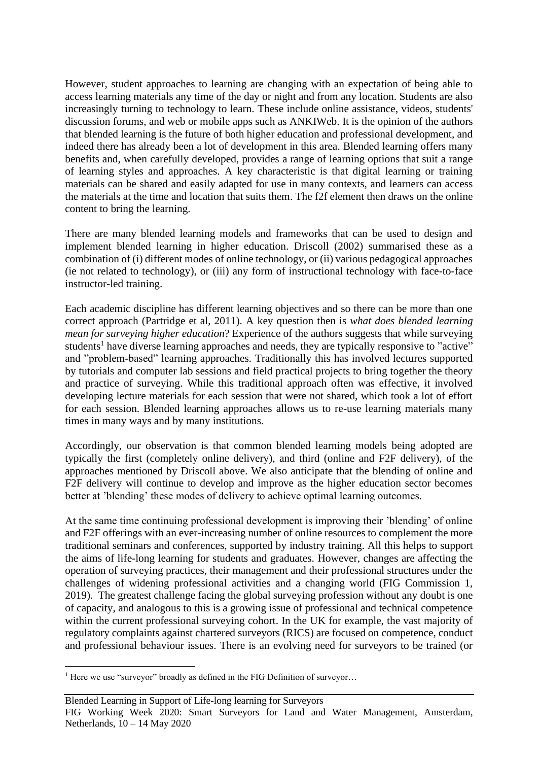However, student approaches to learning are changing with an expectation of being able to access learning materials any time of the day or night and from any location. Students are also increasingly turning to technology to learn. These include online assistance, videos, students' discussion forums, and web or mobile apps such as ANKIWeb. It is the opinion of the authors that blended learning is the future of both higher education and professional development, and indeed there has already been a lot of development in this area. Blended learning offers many benefits and, when carefully developed, provides a range of learning options that suit a range of learning styles and approaches. A key characteristic is that digital learning or training materials can be shared and easily adapted for use in many contexts, and learners can access the materials at the time and location that suits them. The f2f element then draws on the online content to bring the learning.

There are many blended learning models and frameworks that can be used to design and implement blended learning in higher education. Driscoll (2002) summarised these as a combination of (i) different modes of online technology, or (ii) various pedagogical approaches (ie not related to technology), or (iii) any form of instructional technology with face-to-face instructor-led training.

Each academic discipline has different learning objectives and so there can be more than one correct approach (Partridge et al, 2011). A key question then is *what does blended learning mean for surveying higher education*? Experience of the authors suggests that while surveying students[1] have diverse learning approaches and needs, they are typically responsive to "active" and "problem-based" learning approaches. Traditionally this has involved lectures supported by tutorials and computer lab sessions and field practical projects to bring together the theory and practice of surveying. While this traditional approach often was effective, it involved developing lecture materials for each session that were not shared, which took a lot of effort for each session. Blended learning approaches allows us to re-use learning materials many times in many ways and by many institutions.

Accordingly, our observation is that common blended learning models being adopted are typically the first (completely online delivery), and third (online and F2F delivery), of the approaches mentioned by Driscoll above. We also anticipate that the blending of online and F2F delivery will continue to develop and improve as the higher education sector becomes better at 'blending' these modes of delivery to achieve optimal learning outcomes.

At the same time continuing professional development is improving their 'blending' of online and F2F offerings with an ever-increasing number of online resources to complement the more traditional seminars and conferences, supported by industry training. All this helps to support the aims of life-long learning for students and graduates. However, changes are affecting the operation of surveying practices, their management and their professional structures under the challenges of widening professional activities and a changing world (FIG Commission 1, 2019). The greatest challenge facing the global surveying profession without any doubt is one of capacity, and analogous to this is a growing issue of professional and technical competence within the current professional surveying cohort. In the UK for example, the vast majority of regulatory complaints against chartered surveyors (RICS) are focused on competence, conduct and professional behaviour issues. There is an evolving need for surveyors to be trained (or

[1] Here we use "surveyor" broadly as defined in the FIG Definition of surveyor…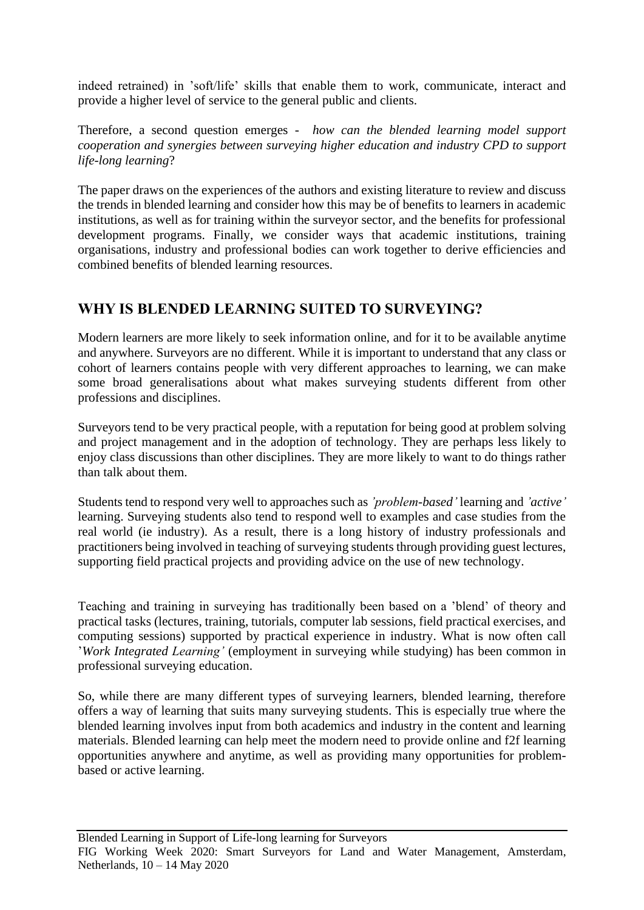indeed retrained) in 'soft/life' skills that enable them to work, communicate, interact and provide a higher level of service to the general public and clients.

Therefore, a second question emerges - *how can the blended learning model support cooperation and synergies between surveying higher education and industry CPD to support life-long learning*?

The paper draws on the experiences of the authors and existing literature to review and discuss the trends in blended learning and consider how this may be of benefits to learners in academic institutions, as well as for training within the surveyor sector, and the benefits for professional development programs. Finally, we consider ways that academic institutions, training organisations, industry and professional bodies can work together to derive efficiencies and combined benefits of blended learning resources.

## WHY IS BLENDED LEARNING SUITED TO SURVEYING?

Modern learners are more likely to seek information online, and for it to be available anytime and anywhere. Surveyors are no different. While it is important to understand that any class or cohort of learners contains people with very different approaches to learning, we can make some broad generalisations about what makes surveying students different from other professions and disciplines.

Surveyors tend to be very practical people, with a reputation for being good at problem solving and project management and in the adoption of technology. They are perhaps less likely to enjoy class discussions than other disciplines. They are more likely to want to do things rather than talk about them.

Students tend to respond very well to approaches such as *'problem-based'* learning and *'active'* learning. Surveying students also tend to respond well to examples and case studies from the real world (ie industry). As a result, there is a long history of industry professionals and practitioners being involved in teaching of surveying students through providing guest lectures, supporting field practical projects and providing advice on the use of new technology.

Teaching and training in surveying has traditionally been based on a 'blend' of theory and practical tasks (lectures, training, tutorials, computer lab sessions, field practical exercises, and computing sessions) supported by practical experience in industry. What is now often call '*Work Integrated Learning'* (employment in surveying while studying) has been common in professional surveying education.

So, while there are many different types of surveying learners, blended learning, therefore offers a way of learning that suits many surveying students. This is especially true where the blended learning involves input from both academics and industry in the content and learning materials. Blended learning can help meet the modern need to provide online and f2f learning opportunities anywhere and anytime, as well as providing many opportunities for problem-based or active learning.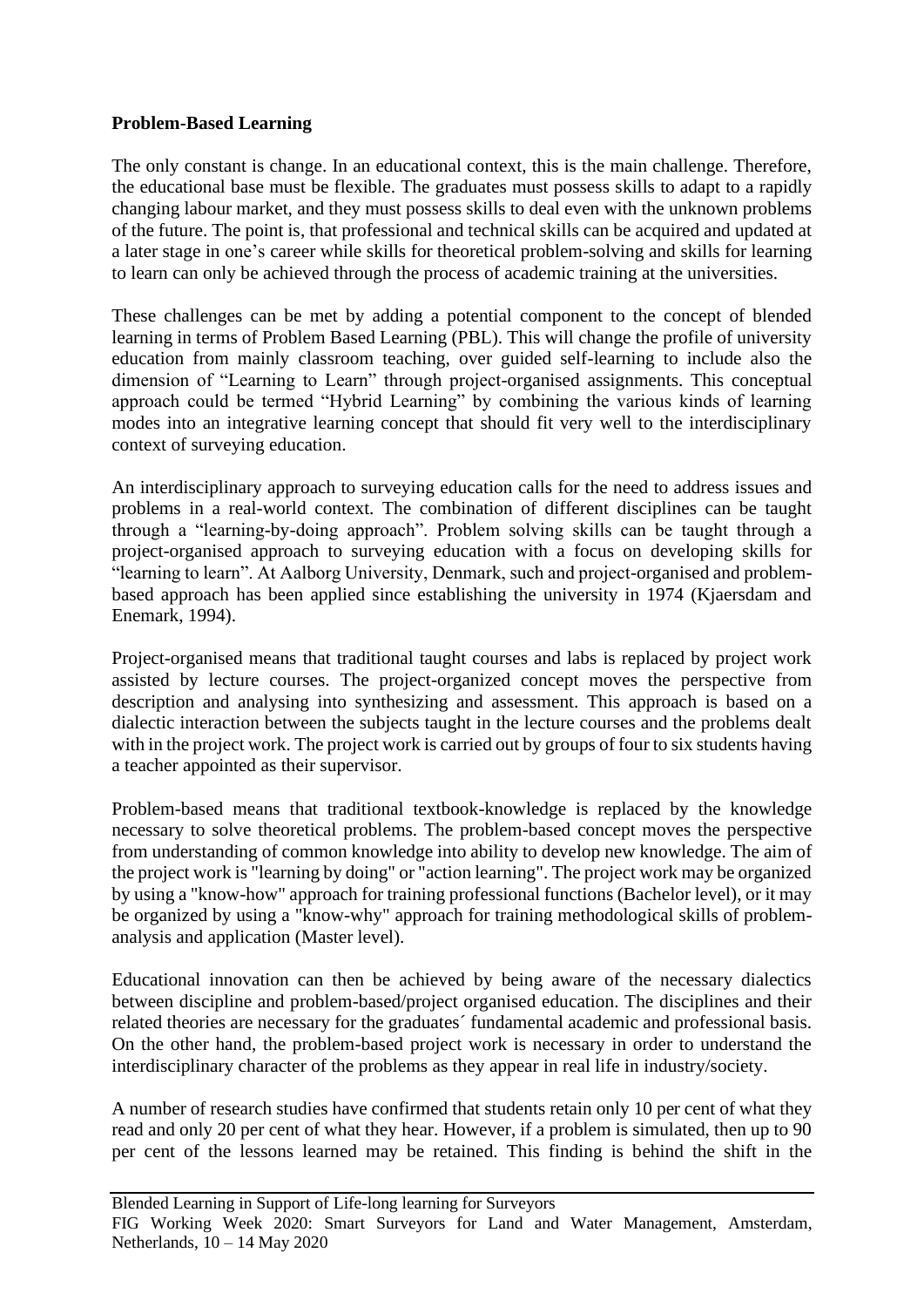**Problem-Based Learning**

The only constant is change. In an educational context, this is the main challenge. Therefore, the educational base must be flexible. The graduates must possess skills to adapt to a rapidly changing labour market, and they must possess skills to deal even with the unknown problems of the future. The point is, that professional and technical skills can be acquired and updated at a later stage in one's career while skills for theoretical problem-solving and skills for learning to learn can only be achieved through the process of academic training at the universities.

These challenges can be met by adding a potential component to the concept of blended learning in terms of Problem Based Learning (PBL). This will change the profile of university education from mainly classroom teaching, over guided self-learning to include also the dimension of "Learning to Learn" through project-organised assignments. This conceptual approach could be termed "Hybrid Learning" by combining the various kinds of learning modes into an integrative learning concept that should fit very well to the interdisciplinary context of surveying education.

An interdisciplinary approach to surveying education calls for the need to address issues and problems in a real-world context. The combination of different disciplines can be taught through a "learning-by-doing approach". Problem solving skills can be taught through a project-organised approach to surveying education with a focus on developing skills for "learning to learn". At Aalborg University, Denmark, such and project-organised and problem-based approach has been applied since establishing the university in 1974 (Kjaersdam and Enemark, 1994).

Project-organised means that traditional taught courses and labs is replaced by project work assisted by lecture courses. The project-organized concept moves the perspective from description and analysing into synthesizing and assessment. This approach is based on a dialectic interaction between the subjects taught in the lecture courses and the problems dealt with in the project work. The project work is carried out by groups of four to six students having a teacher appointed as their supervisor.

Problem-based means that traditional textbook-knowledge is replaced by the knowledge necessary to solve theoretical problems. The problem-based concept moves the perspective from understanding of common knowledge into ability to develop new knowledge. The aim of the project work is "learning by doing" or "action learning". The project work may be organized by using a "know-how" approach for training professional functions (Bachelor level), or it may be organized by using a "know-why" approach for training methodological skills of problem-analysis and application (Master level).

Educational innovation can then be achieved by being aware of the necessary dialectics between discipline and problem-based/project organised education. The disciplines and their related theories are necessary for the graduates´ fundamental academic and professional basis. On the other hand, the problem-based project work is necessary in order to understand the interdisciplinary character of the problems as they appear in real life in industry/society.

A number of research studies have confirmed that students retain only 10 per cent of what they read and only 20 per cent of what they hear. However, if a problem is simulated, then up to 90 per cent of the lessons learned may be retained. This finding is behind the shift in the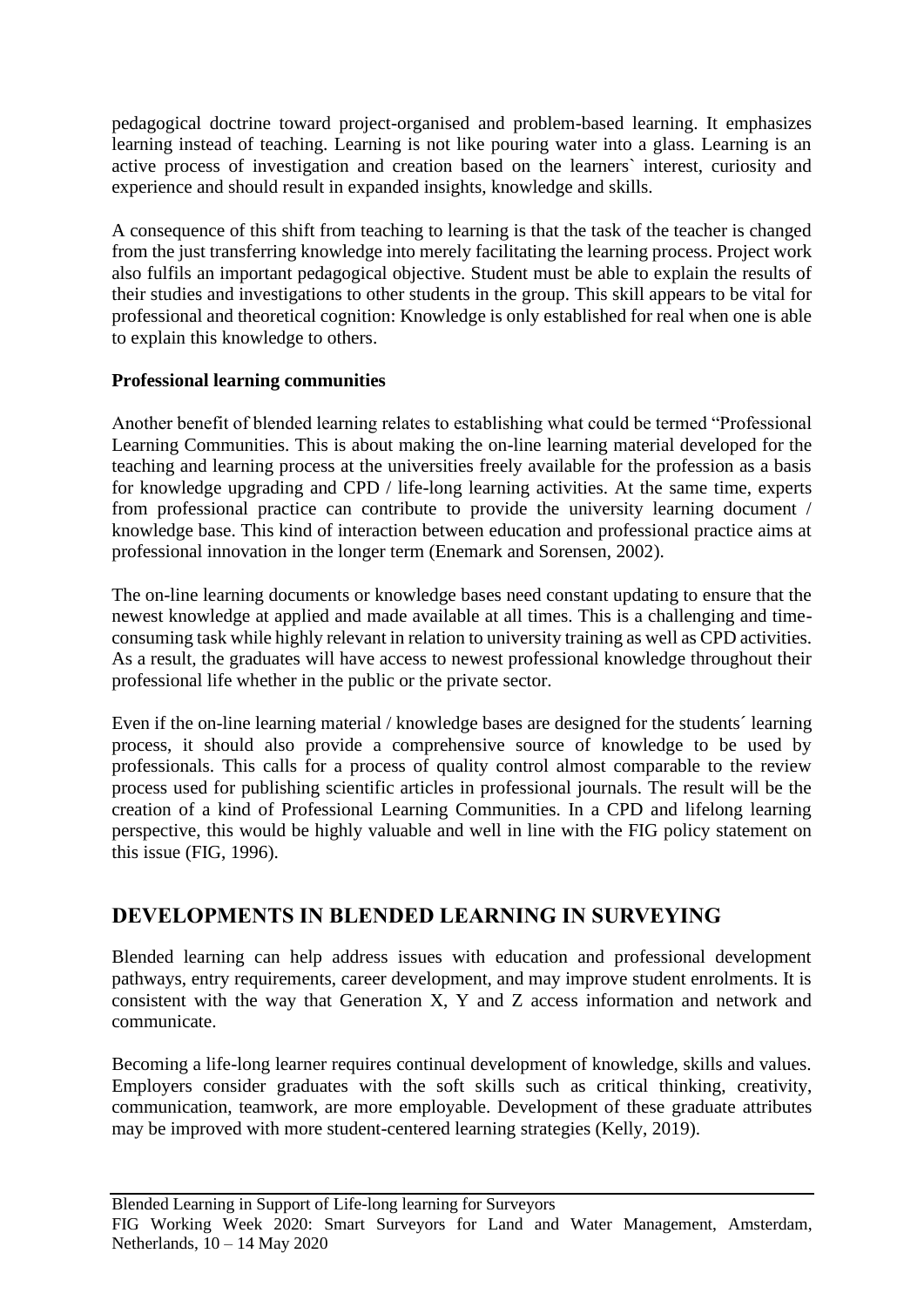pedagogical doctrine toward project-organised and problem-based learning. It emphasizes learning instead of teaching. Learning is not like pouring water into a glass. Learning is an active process of investigation and creation based on the learners` interest, curiosity and experience and should result in expanded insights, knowledge and skills.

A consequence of this shift from teaching to learning is that the task of the teacher is changed from the just transferring knowledge into merely facilitating the learning process. Project work also fulfils an important pedagogical objective. Student must be able to explain the results of their studies and investigations to other students in the group. This skill appears to be vital for professional and theoretical cognition: Knowledge is only established for real when one is able to explain this knowledge to others.

**Professional learning communities**

Another benefit of blended learning relates to establishing what could be termed "Professional Learning Communities. This is about making the on-line learning material developed for the teaching and learning process at the universities freely available for the profession as a basis for knowledge upgrading and CPD / life-long learning activities. At the same time, experts from professional practice can contribute to provide the university learning document / knowledge base. This kind of interaction between education and professional practice aims at professional innovation in the longer term (Enemark and Sorensen, 2002).

The on-line learning documents or knowledge bases need constant updating to ensure that the newest knowledge at applied and made available at all times. This is a challenging and time-consuming task while highly relevant in relation to university training as well as CPD activities. As a result, the graduates will have access to newest professional knowledge throughout their professional life whether in the public or the private sector.

Even if the on-line learning material / knowledge bases are designed for the students´ learning process, it should also provide a comprehensive source of knowledge to be used by professionals. This calls for a process of quality control almost comparable to the review process used for publishing scientific articles in professional journals. The result will be the creation of a kind of Professional Learning Communities. In a CPD and lifelong learning perspective, this would be highly valuable and well in line with the FIG policy statement on this issue (FIG, 1996).

## DEVELOPMENTS IN BLENDED LEARNING IN SURVEYING

Blended learning can help address issues with education and professional development pathways, entry requirements, career development, and may improve student enrolments. It is consistent with the way that Generation X, Y and Z access information and network and communicate.

Becoming a life-long learner requires continual development of knowledge, skills and values. Employers consider graduates with the soft skills such as critical thinking, creativity, communication, teamwork, are more employable. Development of these graduate attributes may be improved with more student-centered learning strategies (Kelly, 2019).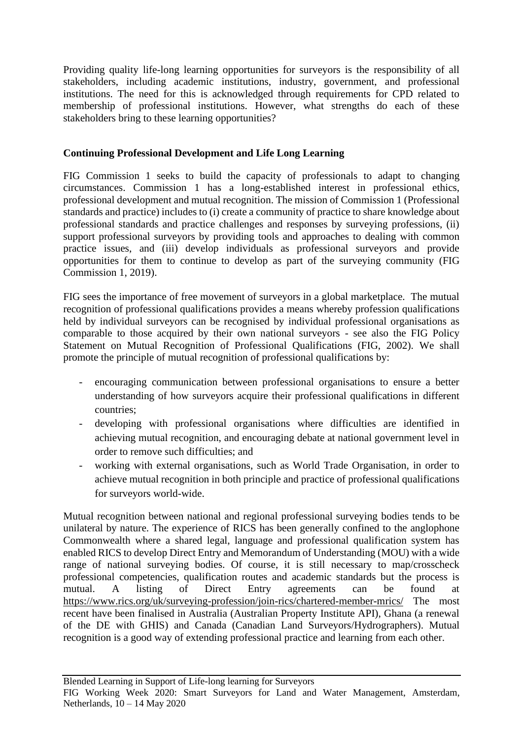Providing quality life-long learning opportunities for surveyors is the responsibility of all stakeholders, including academic institutions, industry, government, and professional institutions. The need for this is acknowledged through requirements for CPD related to membership of professional institutions. However, what strengths do each of these stakeholders bring to these learning opportunities?

**Continuing Professional Development and Life Long Learning**

FIG Commission 1 seeks to build the capacity of professionals to adapt to changing circumstances. Commission 1 has a long-established interest in professional ethics, professional development and mutual recognition. The mission of Commission 1 (Professional standards and practice) includes to (i) create a community of practice to share knowledge about professional standards and practice challenges and responses by surveying professions, (ii) support professional surveyors by providing tools and approaches to dealing with common practice issues, and (iii) develop individuals as professional surveyors and provide opportunities for them to continue to develop as part of the surveying community (FIG Commission 1, 2019).

FIG sees the importance of free movement of surveyors in a global marketplace. The mutual recognition of professional qualifications provides a means whereby profession qualifications held by individual surveyors can be recognised by individual professional organisations as comparable to those acquired by their own national surveyors - see also the FIG Policy Statement on Mutual Recognition of Professional Qualifications (FIG, 2002). We shall promote the principle of mutual recognition of professional qualifications by:

- encouraging communication between professional organisations to ensure a better understanding of how surveyors acquire their professional qualifications in different countries;
- developing with professional organisations where difficulties are identified in achieving mutual recognition, and encouraging debate at national government level in order to remove such difficulties; and
- working with external organisations, such as World Trade Organisation, in order to achieve mutual recognition in both principle and practice of professional qualifications for surveyors world-wide.

Mutual recognition between national and regional professional surveying bodies tends to be unilateral by nature. The experience of RICS has been generally confined to the anglophone Commonwealth where a shared legal, language and professional qualification system has enabled RICS to develop Direct Entry and Memorandum of Understanding (MOU) with a wide range of national surveying bodies. Of course, it is still necessary to map/crosscheck professional competencies, qualification routes and academic standards but the process is mutual. A listing of Direct Entry agreements can be found at https://www.rics.org/uk/surveying-profession/join-rics/chartered-member-mrics/ The most recent have been finalised in Australia (Australian Property Institute API), Ghana (a renewal of the DE with GHIS) and Canada (Canadian Land Surveyors/Hydrographers). Mutual recognition is a good way of extending professional practice and learning from each other.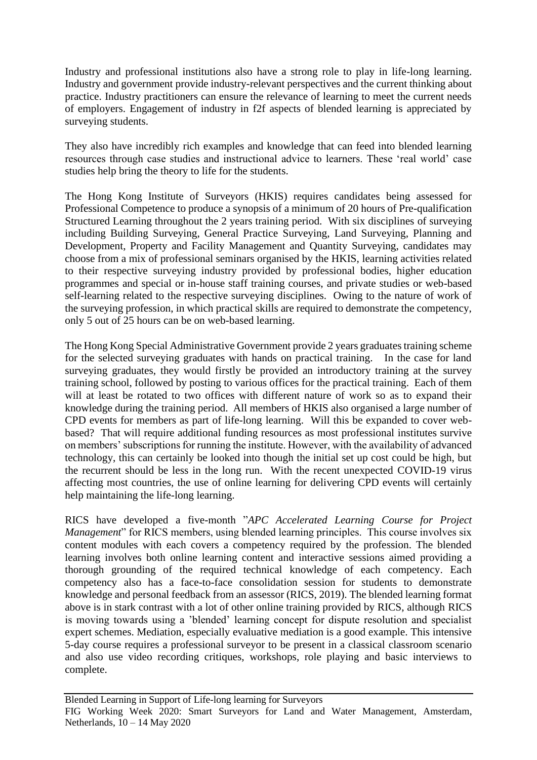Industry and professional institutions also have a strong role to play in life-long learning. Industry and government provide industry-relevant perspectives and the current thinking about practice. Industry practitioners can ensure the relevance of learning to meet the current needs of employers. Engagement of industry in f2f aspects of blended learning is appreciated by surveying students.

They also have incredibly rich examples and knowledge that can feed into blended learning resources through case studies and instructional advice to learners. These 'real world' case studies help bring the theory to life for the students.

The Hong Kong Institute of Surveyors (HKIS) requires candidates being assessed for Professional Competence to produce a synopsis of a minimum of 20 hours of Pre-qualification Structured Learning throughout the 2 years training period. With six disciplines of surveying including Building Surveying, General Practice Surveying, Land Surveying, Planning and Development, Property and Facility Management and Quantity Surveying, candidates may choose from a mix of professional seminars organised by the HKIS, learning activities related to their respective surveying industry provided by professional bodies, higher education programmes and special or in-house staff training courses, and private studies or web-based self-learning related to the respective surveying disciplines. Owing to the nature of work of the surveying profession, in which practical skills are required to demonstrate the competency, only 5 out of 25 hours can be on web-based learning.

The Hong Kong Special Administrative Government provide 2 years graduates training scheme for the selected surveying graduates with hands on practical training. In the case for land surveying graduates, they would firstly be provided an introductory training at the survey training school, followed by posting to various offices for the practical training. Each of them will at least be rotated to two offices with different nature of work so as to expand their knowledge during the training period. All members of HKIS also organised a large number of CPD events for members as part of life-long learning. Will this be expanded to cover web-based? That will require additional funding resources as most professional institutes survive on members' subscriptions for running the institute. However, with the availability of advanced technology, this can certainly be looked into though the initial set up cost could be high, but the recurrent should be less in the long run. With the recent unexpected COVID-19 virus affecting most countries, the use of online learning for delivering CPD events will certainly help maintaining the life-long learning.

RICS have developed a five-month "*APC Accelerated Learning Course for Project Management*" for RICS members, using blended learning principles. This course involves six content modules with each covers a competency required by the profession. The blended learning involves both online learning content and interactive sessions aimed providing a thorough grounding of the required technical knowledge of each competency. Each competency also has a face-to-face consolidation session for students to demonstrate knowledge and personal feedback from an assessor (RICS, 2019). The blended learning format above is in stark contrast with a lot of other online training provided by RICS, although RICS is moving towards using a 'blended' learning concept for dispute resolution and specialist expert schemes. Mediation, especially evaluative mediation is a good example. This intensive 5-day course requires a professional surveyor to be present in a classical classroom scenario and also use video recording critiques, workshops, role playing and basic interviews to complete.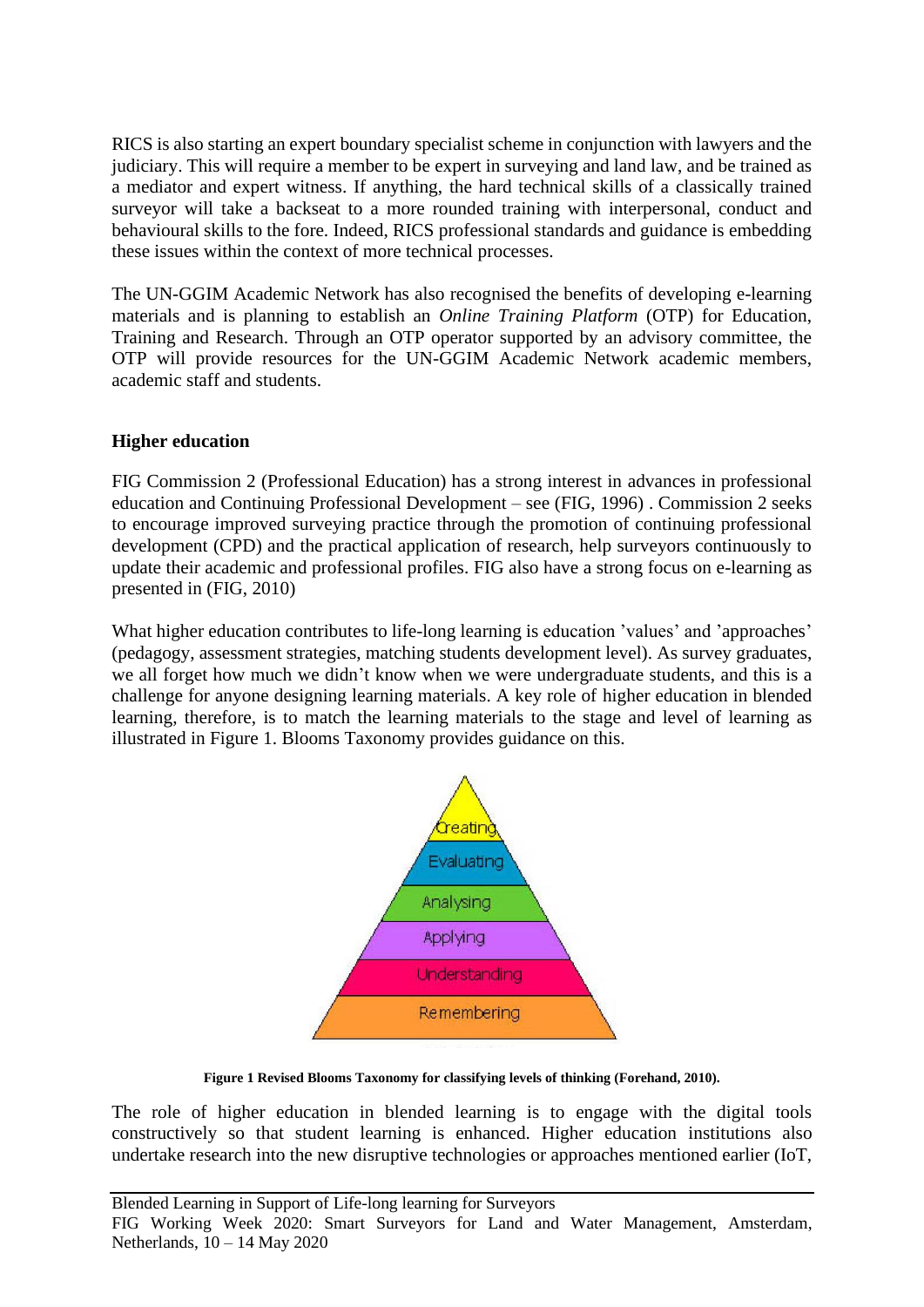RICS is also starting an expert boundary specialist scheme in conjunction with lawyers and the judiciary. This will require a member to be expert in surveying and land law, and be trained as a mediator and expert witness. If anything, the hard technical skills of a classically trained surveyor will take a backseat to a more rounded training with interpersonal, conduct and behavioural skills to the fore. Indeed, RICS professional standards and guidance is embedding these issues within the context of more technical processes.

The UN-GGIM Academic Network has also recognised the benefits of developing e-learning materials and is planning to establish an *Online Training Platform* (OTP) for Education, Training and Research. Through an OTP operator supported by an advisory committee, the OTP will provide resources for the UN-GGIM Academic Network academic members, academic staff and students.

**Higher education**

FIG Commission 2 (Professional Education) has a strong interest in advances in professional education and Continuing Professional Development – see (FIG, 1996) . Commission 2 seeks to encourage improved surveying practice through the promotion of continuing professional development (CPD) and the practical application of research, help surveyors continuously to update their academic and professional profiles. FIG also have a strong focus on e-learning as presented in (FIG, 2010)

What higher education contributes to life-long learning is education 'values' and 'approaches' (pedagogy, assessment strategies, matching students development level). As survey graduates, we all forget how much we didn't know when we were undergraduate students, and this is a challenge for anyone designing learning materials. A key role of higher education in blended learning, therefore, is to match the learning materials to the stage and level of learning as illustrated in Figure 1. Blooms Taxonomy provides guidance on this.

Creating
Evaluating
Analysing
Applying
Understanding
Remembering

**Figure 1 Revised Blooms Taxonomy for classifying levels of thinking (Forehand, 2010).**

The role of higher education in blended learning is to engage with the digital tools constructively so that student learning is enhanced. Higher education institutions also undertake research into the new disruptive technologies or approaches mentioned earlier (IoT,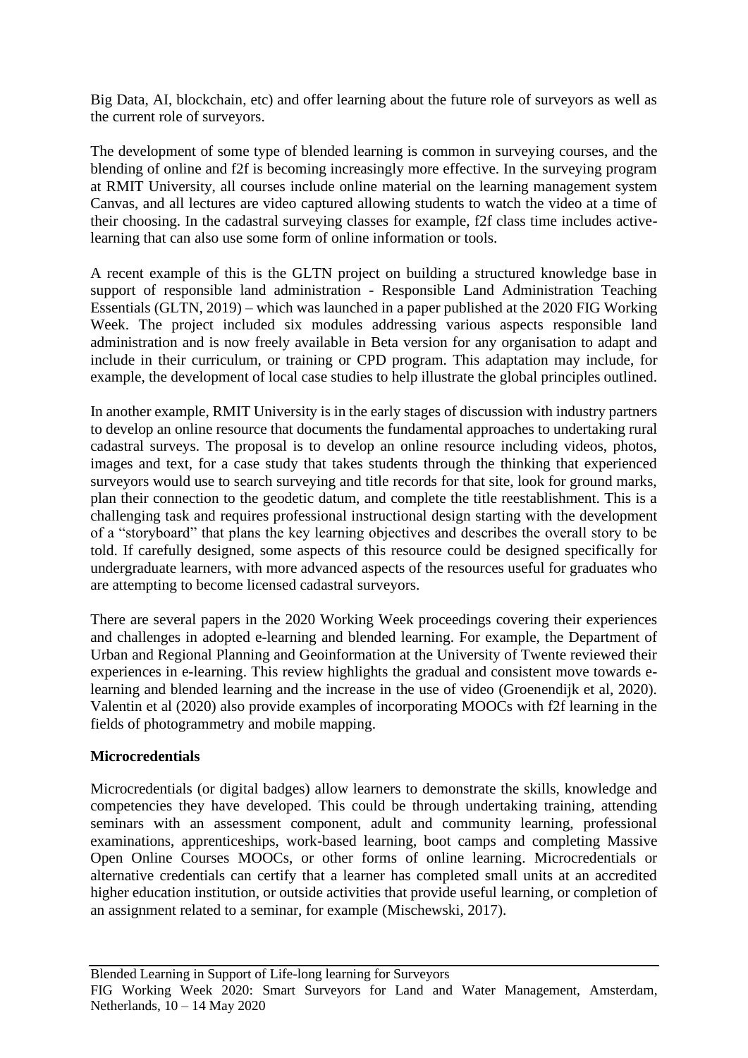Big Data, AI, blockchain, etc) and offer learning about the future role of surveyors as well as the current role of surveyors.

The development of some type of blended learning is common in surveying courses, and the blending of online and f2f is becoming increasingly more effective. In the surveying program at RMIT University, all courses include online material on the learning management system Canvas, and all lectures are video captured allowing students to watch the video at a time of their choosing. In the cadastral surveying classes for example, f2f class time includes active-learning that can also use some form of online information or tools.

A recent example of this is the GLTN project on building a structured knowledge base in support of responsible land administration - Responsible Land Administration Teaching Essentials (GLTN, 2019) – which was launched in a paper published at the 2020 FIG Working Week. The project included six modules addressing various aspects responsible land administration and is now freely available in Beta version for any organisation to adapt and include in their curriculum, or training or CPD program. This adaptation may include, for example, the development of local case studies to help illustrate the global principles outlined.

In another example, RMIT University is in the early stages of discussion with industry partners to develop an online resource that documents the fundamental approaches to undertaking rural cadastral surveys. The proposal is to develop an online resource including videos, photos, images and text, for a case study that takes students through the thinking that experienced surveyors would use to search surveying and title records for that site, look for ground marks, plan their connection to the geodetic datum, and complete the title reestablishment. This is a challenging task and requires professional instructional design starting with the development of a "storyboard" that plans the key learning objectives and describes the overall story to be told. If carefully designed, some aspects of this resource could be designed specifically for undergraduate learners, with more advanced aspects of the resources useful for graduates who are attempting to become licensed cadastral surveyors.

There are several papers in the 2020 Working Week proceedings covering their experiences and challenges in adopted e-learning and blended learning. For example, the Department of Urban and Regional Planning and Geoinformation at the University of Twente reviewed their experiences in e-learning. This review highlights the gradual and consistent move towards e-learning and blended learning and the increase in the use of video (Groenendijk et al, 2020). Valentin et al (2020) also provide examples of incorporating MOOCs with f2f learning in the fields of photogrammetry and mobile mapping.

**Microcredentials**

Microcredentials (or digital badges) allow learners to demonstrate the skills, knowledge and competencies they have developed. This could be through undertaking training, attending seminars with an assessment component, adult and community learning, professional examinations, apprenticeships, work-based learning, boot camps and completing Massive Open Online Courses MOOCs, or other forms of online learning. Microcredentials or alternative credentials can certify that a learner has completed small units at an accredited higher education institution, or outside activities that provide useful learning, or completion of an assignment related to a seminar, for example (Mischewski, 2017).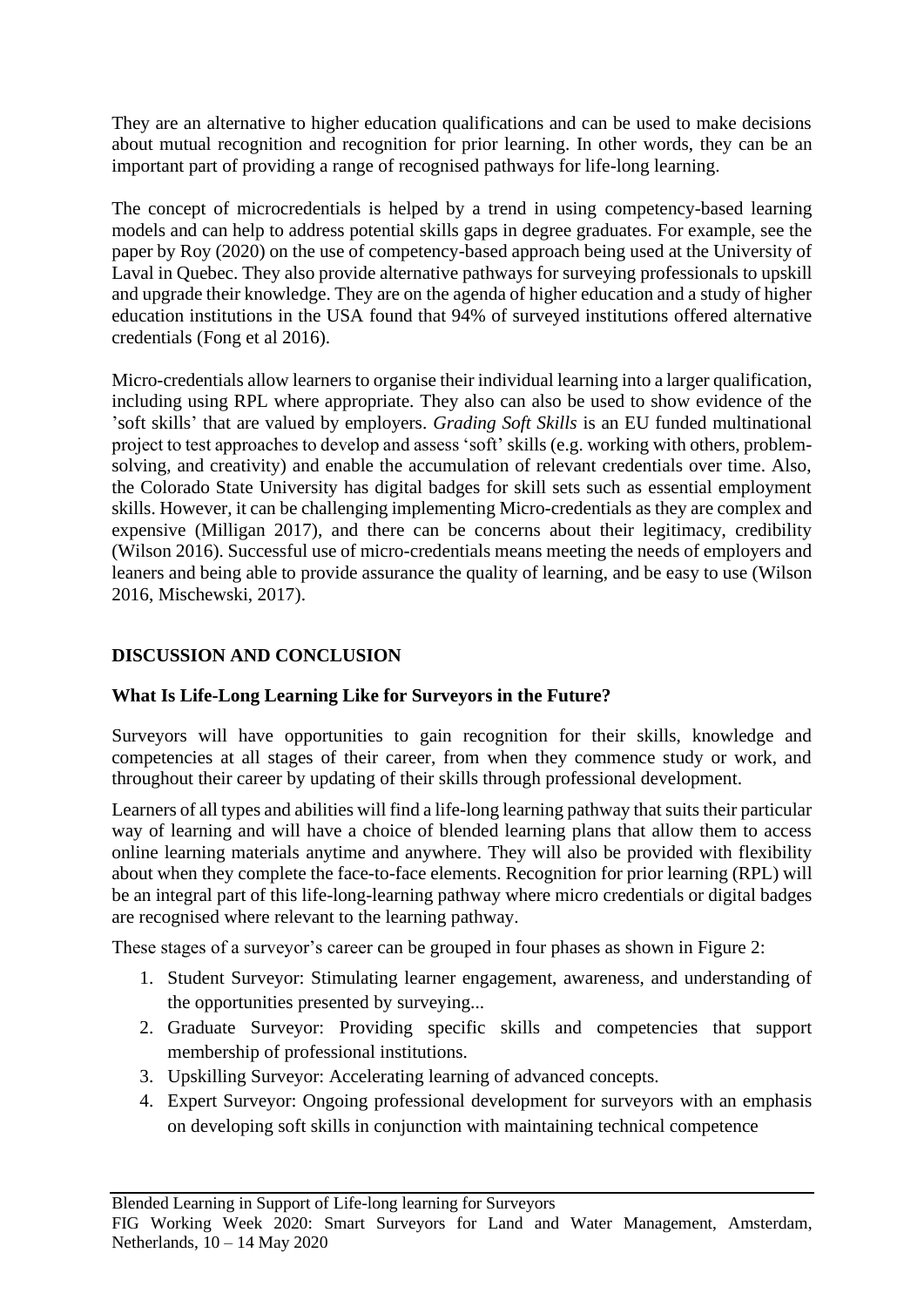They are an alternative to higher education qualifications and can be used to make decisions about mutual recognition and recognition for prior learning. In other words, they can be an important part of providing a range of recognised pathways for life-long learning.

The concept of microcredentials is helped by a trend in using competency-based learning models and can help to address potential skills gaps in degree graduates. For example, see the paper by Roy (2020) on the use of competency-based approach being used at the University of Laval in Quebec. They also provide alternative pathways for surveying professionals to upskill and upgrade their knowledge. They are on the agenda of higher education and a study of higher education institutions in the USA found that 94% of surveyed institutions offered alternative credentials (Fong et al 2016).

Micro-credentials allow learners to organise their individual learning into a larger qualification, including using RPL where appropriate. They also can also be used to show evidence of the 'soft skills' that are valued by employers. *Grading Soft Skills* is an EU funded multinational project to test approaches to develop and assess 'soft' skills (e.g. working with others, problem-solving, and creativity) and enable the accumulation of relevant credentials over time. Also, the Colorado State University has digital badges for skill sets such as essential employment skills. However, it can be challenging implementing Micro-credentials as they are complex and expensive (Milligan 2017), and there can be concerns about their legitimacy, credibility (Wilson 2016). Successful use of micro-credentials means meeting the needs of employers and leaners and being able to provide assurance the quality of learning, and be easy to use (Wilson 2016, Mischewski, 2017).

## DISCUSSION AND CONCLUSION

### What Is Life-Long Learning Like for Surveyors in the Future?

Surveyors will have opportunities to gain recognition for their skills, knowledge and competencies at all stages of their career, from when they commence study or work, and throughout their career by updating of their skills through professional development.

Learners of all types and abilities will find a life-long learning pathway that suits their particular way of learning and will have a choice of blended learning plans that allow them to access online learning materials anytime and anywhere. They will also be provided with flexibility about when they complete the face-to-face elements. Recognition for prior learning (RPL) will be an integral part of this life-long-learning pathway where micro credentials or digital badges are recognised where relevant to the learning pathway.

These stages of a surveyor's career can be grouped in four phases as shown in Figure 2:

1. Student Surveyor: Stimulating learner engagement, awareness, and understanding of the opportunities presented by surveying...
2. Graduate Surveyor: Providing specific skills and competencies that support membership of professional institutions.
3. Upskilling Surveyor: Accelerating learning of advanced concepts.
4. Expert Surveyor: Ongoing professional development for surveyors with an emphasis on developing soft skills in conjunction with maintaining technical competence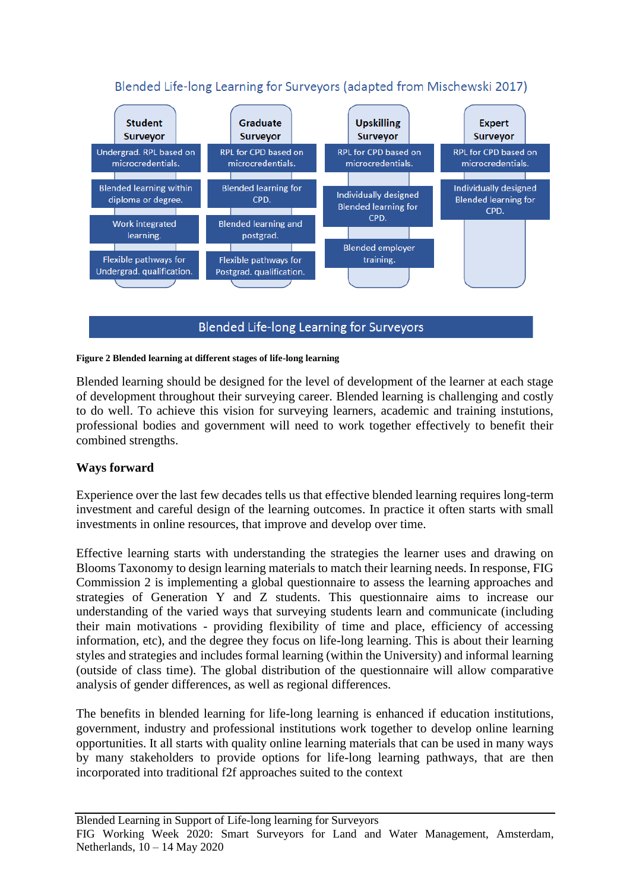Blended Life-long Learning for Surveyors (adapted from Mischewski 2017)

| Student Surveyor | Graduate Surveyor | Upskilling Surveyor | Expert Surveyor |
| --- | --- | --- | --- |
| Undergrad. RPL based on microcredentials. | RPL for CPD based on microcredentials. | RPL for CPD based on microcredentials. | RPL for CPD based on microcredentials. |
| Blended learning within diploma or degree. | Blended learning for CPD. | Individually designed Blended learning for CPD. | Individually designed Blended learning for CPD. |
| Work integrated learning. | Blended learning and postgrad. | Blended employer training. | |
| Flexible pathways for Undergrad. qualification. | Flexible pathways for Postgrad. qualification. | | |

Blended Life-long Learning for Surveyors

**Figure 2 Blended learning at different stages of life-long learning**

Blended learning should be designed for the level of development of the learner at each stage of development throughout their surveying career. Blended learning is challenging and costly to do well. To achieve this vision for surveying learners, academic and training instutions, professional bodies and government will need to work together effectively to benefit their combined strengths.

## Ways forward

Experience over the last few decades tells us that effective blended learning requires long-term investment and careful design of the learning outcomes. In practice it often starts with small investments in online resources, that improve and develop over time.

Effective learning starts with understanding the strategies the learner uses and drawing on Blooms Taxonomy to design learning materials to match their learning needs. In response, FIG Commission 2 is implementing a global questionnaire to assess the learning approaches and strategies of Generation Y and Z students. This questionnaire aims to increase our understanding of the varied ways that surveying students learn and communicate (including their main motivations - providing flexibility of time and place, efficiency of accessing information, etc), and the degree they focus on life-long learning. This is about their learning styles and strategies and includes formal learning (within the University) and informal learning (outside of class time). The global distribution of the questionnaire will allow comparative analysis of gender differences, as well as regional differences.

The benefits in blended learning for life-long learning is enhanced if education institutions, government, industry and professional institutions work together to develop online learning opportunities. It all starts with quality online learning materials that can be used in many ways by many stakeholders to provide options for life-long learning pathways, that are then incorporated into traditional f2f approaches suited to the context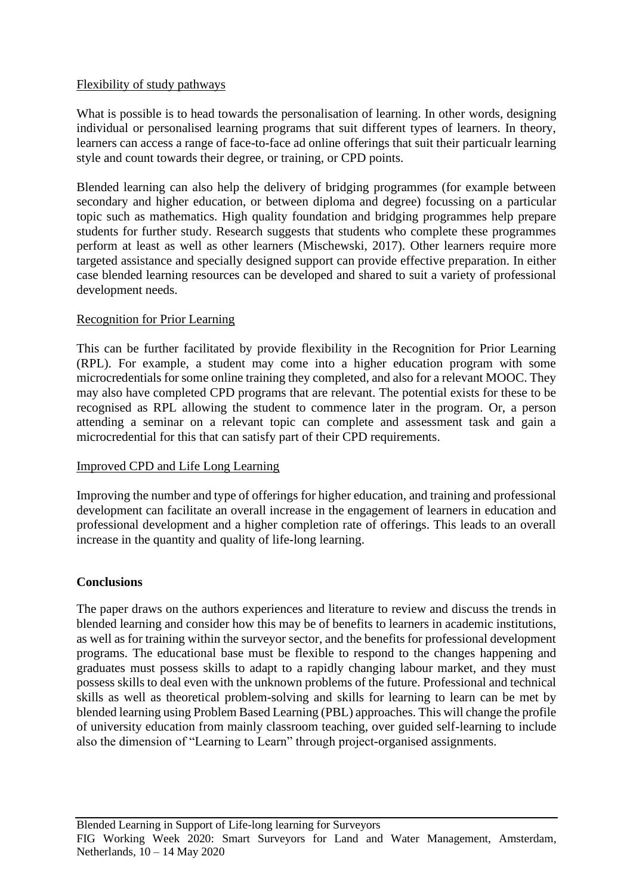Flexibility of study pathways

What is possible is to head towards the personalisation of learning. In other words, designing individual or personalised learning programs that suit different types of learners. In theory, learners can access a range of face-to-face ad online offerings that suit their particualr learning style and count towards their degree, or training, or CPD points.

Blended learning can also help the delivery of bridging programmes (for example between secondary and higher education, or between diploma and degree) focussing on a particular topic such as mathematics. High quality foundation and bridging programmes help prepare students for further study. Research suggests that students who complete these programmes perform at least as well as other learners (Mischewski, 2017). Other learners require more targeted assistance and specially designed support can provide effective preparation. In either case blended learning resources can be developed and shared to suit a variety of professional development needs.

Recognition for Prior Learning

This can be further facilitated by provide flexibility in the Recognition for Prior Learning (RPL). For example, a student may come into a higher education program with some microcredentials for some online training they completed, and also for a relevant MOOC. They may also have completed CPD programs that are relevant. The potential exists for these to be recognised as RPL allowing the student to commence later in the program. Or, a person attending a seminar on a relevant topic can complete and assessment task and gain a microcredential for this that can satisfy part of their CPD requirements.

Improved CPD and Life Long Learning

Improving the number and type of offerings for higher education, and training and professional development can facilitate an overall increase in the engagement of learners in education and professional development and a higher completion rate of offerings. This leads to an overall increase in the quantity and quality of life-long learning.

## Conclusions

The paper draws on the authors experiences and literature to review and discuss the trends in blended learning and consider how this may be of benefits to learners in academic institutions, as well as for training within the surveyor sector, and the benefits for professional development programs. The educational base must be flexible to respond to the changes happening and graduates must possess skills to adapt to a rapidly changing labour market, and they must possess skills to deal even with the unknown problems of the future. Professional and technical skills as well as theoretical problem-solving and skills for learning to learn can be met by blended learning using Problem Based Learning (PBL) approaches. This will change the profile of university education from mainly classroom teaching, over guided self-learning to include also the dimension of "Learning to Learn" through project-organised assignments.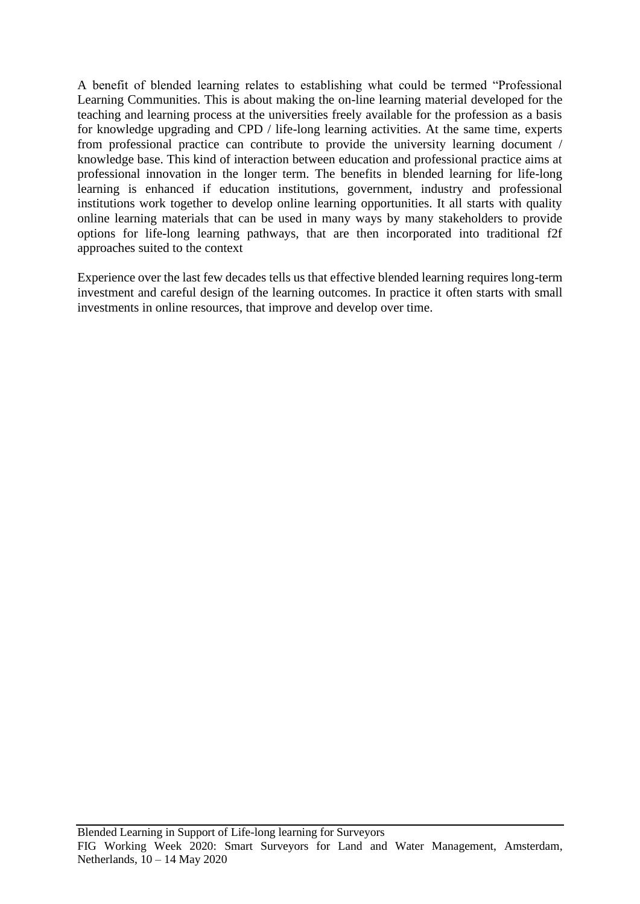A benefit of blended learning relates to establishing what could be termed "Professional Learning Communities. This is about making the on-line learning material developed for the teaching and learning process at the universities freely available for the profession as a basis for knowledge upgrading and CPD / life-long learning activities. At the same time, experts from professional practice can contribute to provide the university learning document / knowledge base. This kind of interaction between education and professional practice aims at professional innovation in the longer term. The benefits in blended learning for life-long learning is enhanced if education institutions, government, industry and professional institutions work together to develop online learning opportunities. It all starts with quality online learning materials that can be used in many ways by many stakeholders to provide options for life-long learning pathways, that are then incorporated into traditional f2f approaches suited to the context

Experience over the last few decades tells us that effective blended learning requires long-term investment and careful design of the learning outcomes. In practice it often starts with small investments in online resources, that improve and develop over time.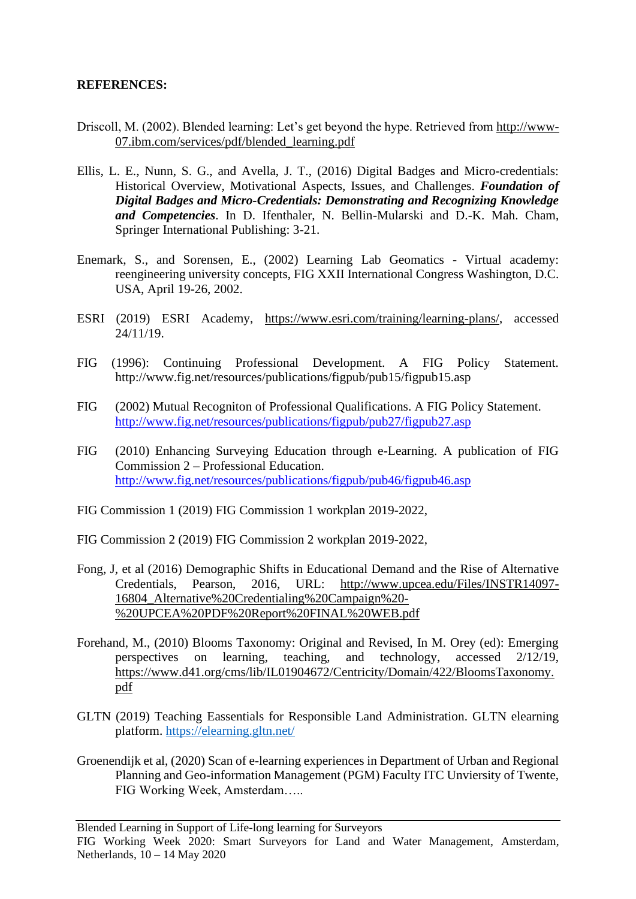**REFERENCES:**

Driscoll, M. (2002). Blended learning: Let's get beyond the hype. Retrieved from http://www-07.ibm.com/services/pdf/blended_learning.pdf

Ellis, L. E., Nunn, S. G., and Avella, J. T., (2016) Digital Badges and Micro-credentials: Historical Overview, Motivational Aspects, Issues, and Challenges. ***Foundation of Digital Badges and Micro-Credentials: Demonstrating and Recognizing Knowledge and Competencies***. In D. Ifenthaler, N. Bellin-Mularski and D.-K. Mah. Cham, Springer International Publishing: 3-21.

Enemark, S., and Sorensen, E., (2002) Learning Lab Geomatics - Virtual academy: reengineering university concepts, FIG XXII International Congress Washington, D.C. USA, April 19-26, 2002.

ESRI (2019) ESRI Academy, https://www.esri.com/training/learning-plans/, accessed 24/11/19.

FIG (1996): Continuing Professional Development. A FIG Policy Statement. http://www.fig.net/resources/publications/figpub/pub15/figpub15.asp

FIG (2002) Mutual Recogniton of Professional Qualifications. A FIG Policy Statement. http://www.fig.net/resources/publications/figpub/pub27/figpub27.asp

FIG (2010) Enhancing Surveying Education through e-Learning. A publication of FIG Commission 2 – Professional Education. http://www.fig.net/resources/publications/figpub/pub46/figpub46.asp

FIG Commission 1 (2019) FIG Commission 1 workplan 2019-2022,

FIG Commission 2 (2019) FIG Commission 2 workplan 2019-2022,

Fong, J, et al (2016) Demographic Shifts in Educational Demand and the Rise of Alternative Credentials, Pearson, 2016, URL: http://www.upcea.edu/Files/INSTR14097-16804_Alternative%20Credentialing%20Campaign%20-%20UPCEA%20PDF%20Report%20FINAL%20WEB.pdf

Forehand, M., (2010) Blooms Taxonomy: Original and Revised, In M. Orey (ed): Emerging perspectives on learning, teaching, and technology, accessed 2/12/19, https://www.d41.org/cms/lib/IL01904672/Centricity/Domain/422/BloomsTaxonomy.pdf

GLTN (2019) Teaching Eassentials for Responsible Land Administration. GLTN elearning platform. https://elearning.gltn.net/

Groenendijk et al, (2020) Scan of e-learning experiences in Department of Urban and Regional Planning and Geo-information Management (PGM) Faculty ITC Unviersity of Twente, FIG Working Week, Amsterdam…..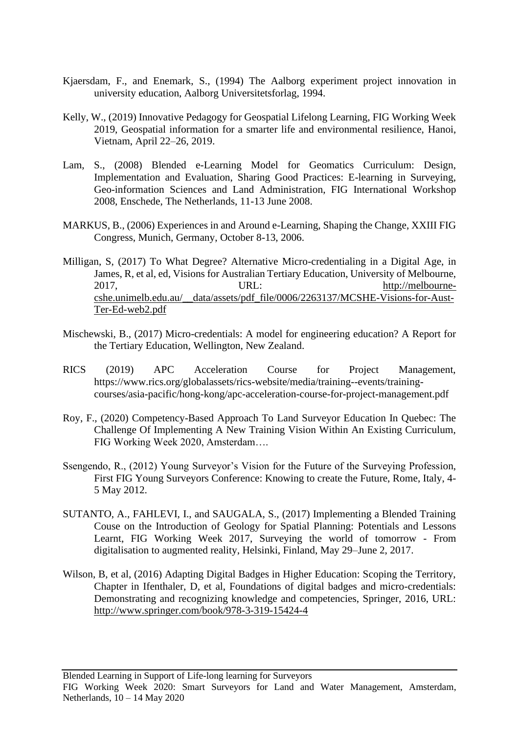Kjaersdam, F., and Enemark, S., (1994) The Aalborg experiment project innovation in university education, Aalborg Universitetsforlag, 1994.

Kelly, W., (2019) Innovative Pedagogy for Geospatial Lifelong Learning, FIG Working Week 2019, Geospatial information for a smarter life and environmental resilience, Hanoi, Vietnam, April 22–26, 2019.

Lam, S., (2008) Blended e-Learning Model for Geomatics Curriculum: Design, Implementation and Evaluation, Sharing Good Practices: E-learning in Surveying, Geo-information Sciences and Land Administration, FIG International Workshop 2008, Enschede, The Netherlands, 11-13 June 2008.

MARKUS, B., (2006) Experiences in and Around e-Learning, Shaping the Change, XXIII FIG Congress, Munich, Germany, October 8-13, 2006.

Milligan, S, (2017) To What Degree? Alternative Micro-credentialing in a Digital Age, in James, R, et al, ed, Visions for Australian Tertiary Education, University of Melbourne, 2017, URL: http://melbourne-cshe.unimelb.edu.au/__data/assets/pdf_file/0006/2263137/MCSHE-Visions-for-Aust-Ter-Ed-web2.pdf

Mischewski, B., (2017) Micro-credentials: A model for engineering education? A Report for the Tertiary Education, Wellington, New Zealand.

RICS (2019) APC Acceleration Course for Project Management, https://www.rics.org/globalassets/rics-website/media/training--events/training-courses/asia-pacific/hong-kong/apc-acceleration-course-for-project-management.pdf

Roy, F., (2020) Competency-Based Approach To Land Surveyor Education In Quebec: The Challenge Of Implementing A New Training Vision Within An Existing Curriculum, FIG Working Week 2020, Amsterdam….

Ssengendo, R., (2012) Young Surveyor's Vision for the Future of the Surveying Profession, First FIG Young Surveyors Conference: Knowing to create the Future, Rome, Italy, 4-5 May 2012.

SUTANTO, A., FAHLEVI, I., and SAUGALA, S., (2017) Implementing a Blended Training Couse on the Introduction of Geology for Spatial Planning: Potentials and Lessons Learnt, FIG Working Week 2017, Surveying the world of tomorrow - From digitalisation to augmented reality, Helsinki, Finland, May 29–June 2, 2017.

Wilson, B, et al, (2016) Adapting Digital Badges in Higher Education: Scoping the Territory, Chapter in Ifenthaler, D, et al, Foundations of digital badges and micro-credentials: Demonstrating and recognizing knowledge and competencies, Springer, 2016, URL: http://www.springer.com/book/978-3-319-15424-4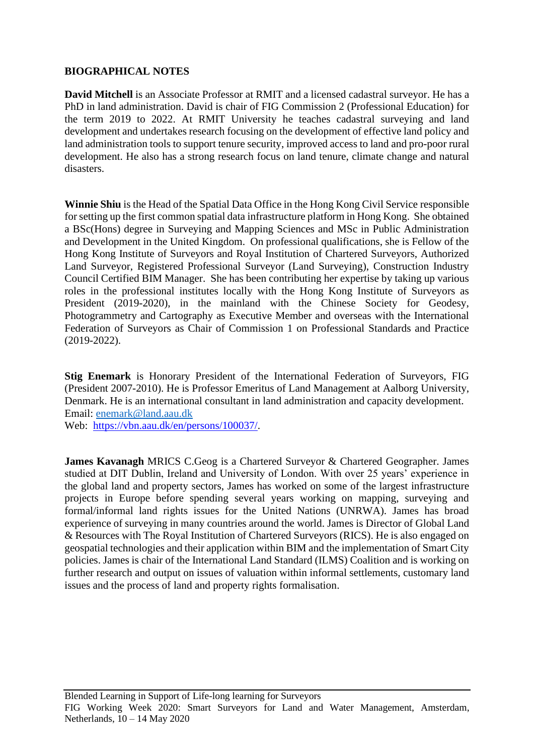## BIOGRAPHICAL NOTES

**David Mitchell** is an Associate Professor at RMIT and a licensed cadastral surveyor. He has a PhD in land administration. David is chair of FIG Commission 2 (Professional Education) for the term 2019 to 2022. At RMIT University he teaches cadastral surveying and land development and undertakes research focusing on the development of effective land policy and land administration tools to support tenure security, improved access to land and pro-poor rural development. He also has a strong research focus on land tenure, climate change and natural disasters.

**Winnie Shiu** is the Head of the Spatial Data Office in the Hong Kong Civil Service responsible for setting up the first common spatial data infrastructure platform in Hong Kong. She obtained a BSc(Hons) degree in Surveying and Mapping Sciences and MSc in Public Administration and Development in the United Kingdom. On professional qualifications, she is Fellow of the Hong Kong Institute of Surveyors and Royal Institution of Chartered Surveyors, Authorized Land Surveyor, Registered Professional Surveyor (Land Surveying), Construction Industry Council Certified BIM Manager. She has been contributing her expertise by taking up various roles in the professional institutes locally with the Hong Kong Institute of Surveyors as President (2019-2020), in the mainland with the Chinese Society for Geodesy, Photogrammetry and Cartography as Executive Member and overseas with the International Federation of Surveyors as Chair of Commission 1 on Professional Standards and Practice (2019-2022).

**Stig Enemark** is Honorary President of the International Federation of Surveyors, FIG (President 2007-2010). He is Professor Emeritus of Land Management at Aalborg University, Denmark. He is an international consultant in land administration and capacity development.
Email: enemark@land.aau.dk
Web: https://vbn.aau.dk/en/persons/100037/.

**James Kavanagh** MRICS C.Geog is a Chartered Surveyor & Chartered Geographer. James studied at DIT Dublin, Ireland and University of London. With over 25 years' experience in the global land and property sectors, James has worked on some of the largest infrastructure projects in Europe before spending several years working on mapping, surveying and formal/informal land rights issues for the United Nations (UNRWA). James has broad experience of surveying in many countries around the world. James is Director of Global Land & Resources with The Royal Institution of Chartered Surveyors (RICS). He is also engaged on geospatial technologies and their application within BIM and the implementation of Smart City policies. James is chair of the International Land Standard (ILMS) Coalition and is working on further research and output on issues of valuation within informal settlements, customary land issues and the process of land and property rights formalisation.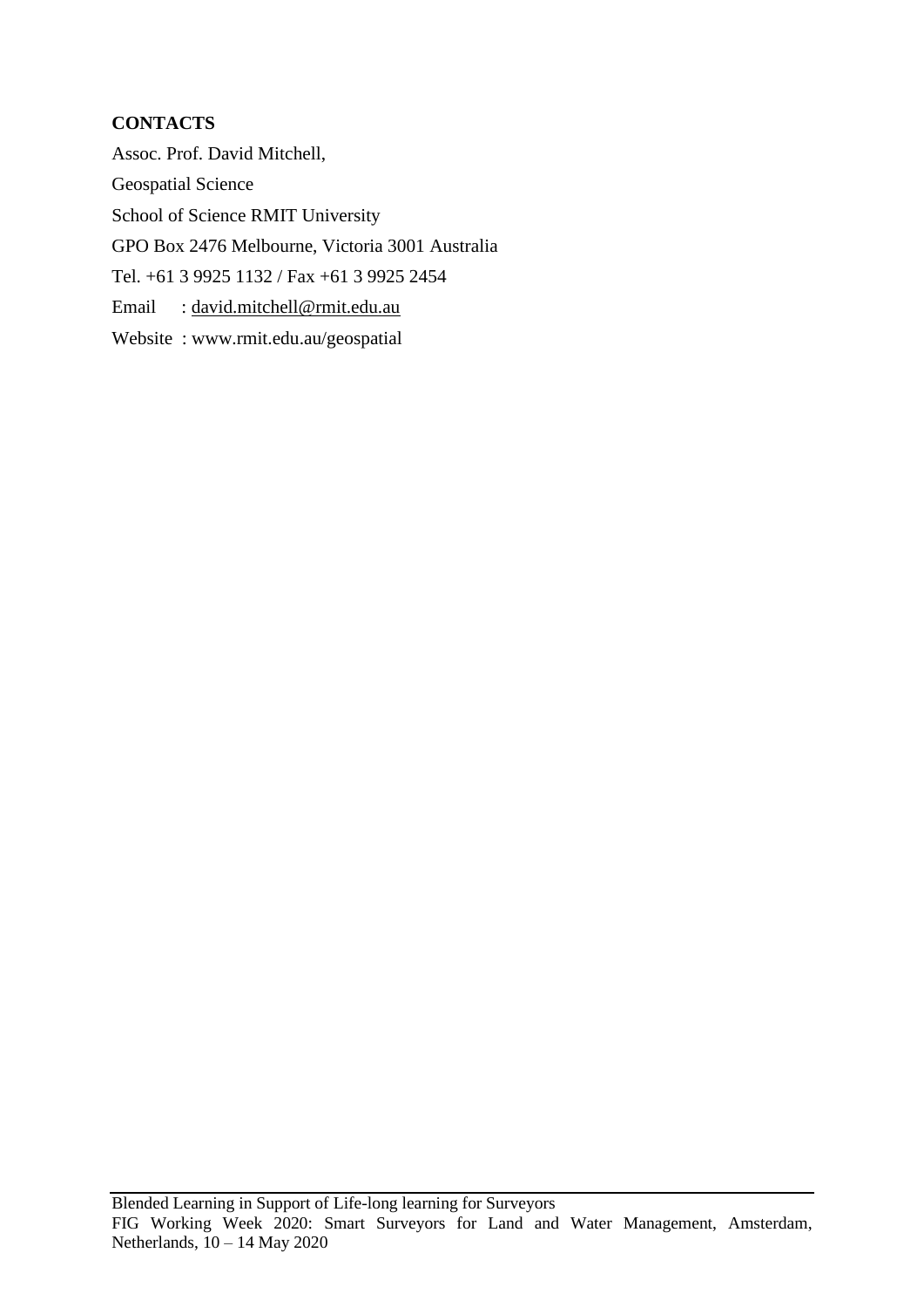**CONTACTS**

Assoc. Prof. David Mitchell,

Geospatial Science

School of Science RMIT University

GPO Box 2476 Melbourne, Victoria 3001 Australia

Tel. +61 3 9925 1132 / Fax +61 3 9925 2454

Email : david.mitchell@rmit.edu.au

Website : www.rmit.edu.au/geospatial